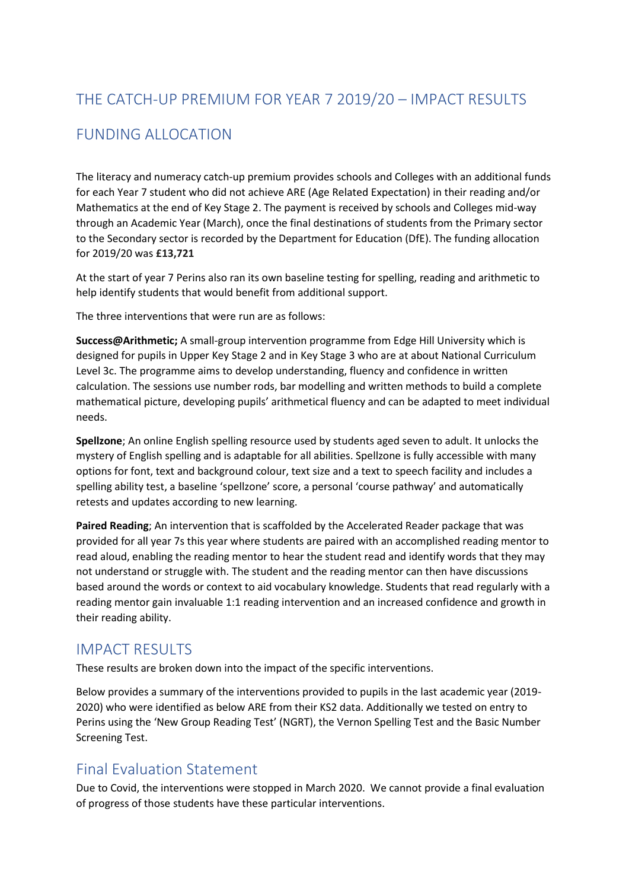# THE CATCH-UP PREMIUM FOR YEAR 7 2019/20 – IMPACT RESULTS

## FUNDING ALLOCATION

The literacy and numeracy catch-up premium provides schools and Colleges with an additional funds for each Year 7 student who did not achieve ARE (Age Related Expectation) in their reading and/or Mathematics at the end of Key Stage 2. The payment is received by schools and Colleges mid-way through an Academic Year (March), once the final destinations of students from the Primary sector to the Secondary sector is recorded by the Department for Education (DfE). The funding allocation for 2019/20 was **£13,721**

At the start of year 7 Perins also ran its own baseline testing for spelling, reading and arithmetic to help identify students that would benefit from additional support.

The three interventions that were run are as follows:

**Success@Arithmetic;** A small-group intervention programme from Edge Hill University which is designed for pupils in Upper Key Stage 2 and in Key Stage 3 who are at about National Curriculum Level 3c. The programme aims to develop understanding, fluency and confidence in written calculation. The sessions use number rods, bar modelling and written methods to build a complete mathematical picture, developing pupils' arithmetical fluency and can be adapted to meet individual needs.

**Spellzone**; An online English spelling resource used by students aged seven to adult. It unlocks the mystery of English spelling and is adaptable for all abilities. Spellzone is fully accessible with many options for font, text and background colour, text size and a text to speech facility and includes a spelling ability test, a baseline 'spellzone' score, a personal 'course pathway' and automatically retests and updates according to new learning.

**Paired Reading**; An intervention that is scaffolded by the Accelerated Reader package that was provided for all year 7s this year where students are paired with an accomplished reading mentor to read aloud, enabling the reading mentor to hear the student read and identify words that they may not understand or struggle with. The student and the reading mentor can then have discussions based around the words or context to aid vocabulary knowledge. Students that read regularly with a reading mentor gain invaluable 1:1 reading intervention and an increased confidence and growth in their reading ability.

## IMPACT RESULTS

These results are broken down into the impact of the specific interventions.

Below provides a summary of the interventions provided to pupils in the last academic year (2019-2020) who were identified as below ARE from their KS2 data. Additionally we tested on entry to Perins using the 'New Group Reading Test' (NGRT), the Vernon Spelling Test and the Basic Number Screening Test.

## Final Evaluation Statement

Due to Covid, the interventions were stopped in March 2020. We cannot provide a final evaluation of progress of those students have these particular interventions.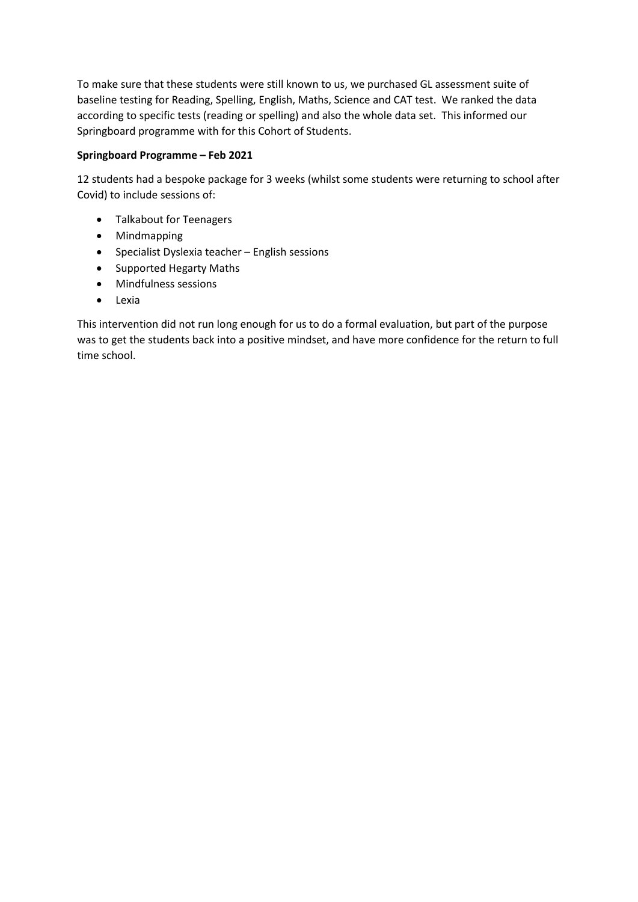To make sure that these students were still known to us, we purchased GL assessment suite of baseline testing for Reading, Spelling, English, Maths, Science and CAT test. We ranked the data according to specific tests (reading or spelling) and also the whole data set. This informed our Springboard programme with for this Cohort of Students.

**Springboard Programme – Feb 2021**

12 students had a bespoke package for 3 weeks (whilst some students were returning to school after Covid) to include sessions of:

- Talkabout for Teenagers
- Mindmapping
- Specialist Dyslexia teacher – English sessions
- Supported Hegarty Maths
- Mindfulness sessions
- Lexia

This intervention did not run long enough for us to do a formal evaluation, but part of the purpose was to get the students back into a positive mindset, and have more confidence for the return to full time school.